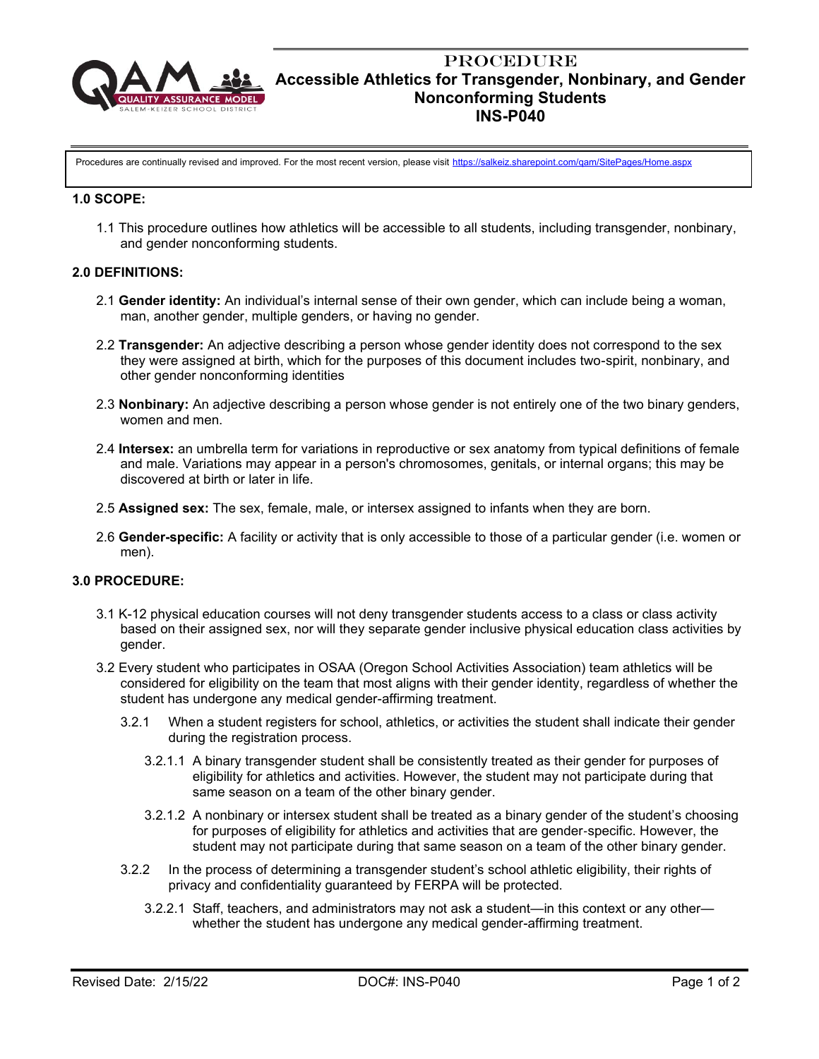# PROCEDURE

# Accessible Athletics for Transgender, Nonbinary, and Gender Nonconforming Students

# INS-P040

Procedures are continually revised and improved. For the most recent version, please visit https://salkeiz.sharepoint.com/qam/SitePages/Home.aspx

## 1.0 SCOPE:

1.1 This procedure outlines how athletics will be accessible to all students, including transgender, nonbinary, and gender nonconforming students.

## 2.0 DEFINITIONS:

2.1 **Gender identity:** An individual's internal sense of their own gender, which can include being a woman, man, another gender, multiple genders, or having no gender.

2.2 **Transgender:** An adjective describing a person whose gender identity does not correspond to the sex they were assigned at birth, which for the purposes of this document includes two-spirit, nonbinary, and other gender nonconforming identities

2.3 **Nonbinary:** An adjective describing a person whose gender is not entirely one of the two binary genders, women and men.

2.4 **Intersex:** an umbrella term for variations in reproductive or sex anatomy from typical definitions of female and male. Variations may appear in a person's chromosomes, genitals, or internal organs; this may be discovered at birth or later in life.

2.5 **Assigned sex:** The sex, female, male, or intersex assigned to infants when they are born.

2.6 **Gender-specific:** A facility or activity that is only accessible to those of a particular gender (i.e. women or men).

## 3.0 PROCEDURE:

3.1 K-12 physical education courses will not deny transgender students access to a class or class activity based on their assigned sex, nor will they separate gender inclusive physical education class activities by gender.

3.2 Every student who participates in OSAA (Oregon School Activities Association) team athletics will be considered for eligibility on the team that most aligns with their gender identity, regardless of whether the student has undergone any medical gender-affirming treatment.

3.2.1 When a student registers for school, athletics, or activities the student shall indicate their gender during the registration process.

3.2.1.1 A binary transgender student shall be consistently treated as their gender for purposes of eligibility for athletics and activities. However, the student may not participate during that same season on a team of the other binary gender.

3.2.1.2 A nonbinary or intersex student shall be treated as a binary gender of the student's choosing for purposes of eligibility for athletics and activities that are gender-specific. However, the student may not participate during that same season on a team of the other binary gender.

3.2.2 In the process of determining a transgender student's school athletic eligibility, their rights of privacy and confidentiality guaranteed by FERPA will be protected.

3.2.2.1 Staff, teachers, and administrators may not ask a student—in this context or any other—whether the student has undergone any medical gender-affirming treatment.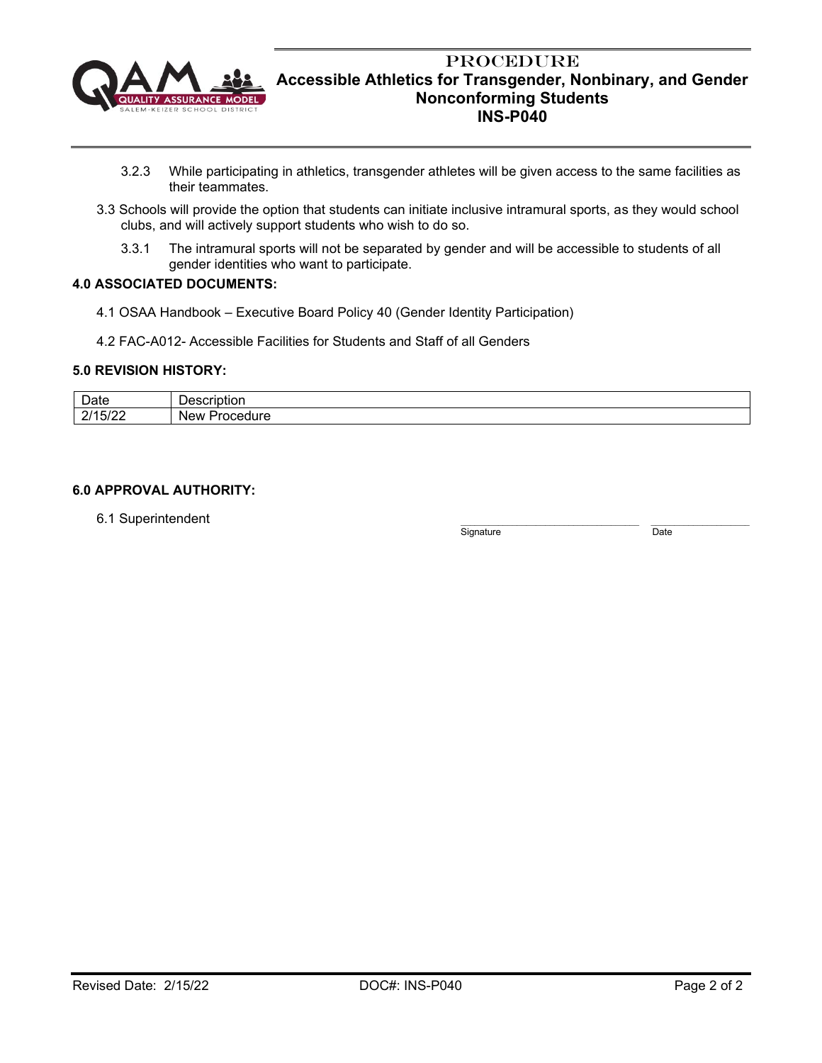3.2.3 While participating in athletics, transgender athletes will be given access to the same facilities as their teammates.

3.3 Schools will provide the option that students can initiate inclusive intramural sports, as they would school clubs, and will actively support students who wish to do so.

3.3.1 The intramural sports will not be separated by gender and will be accessible to students of all gender identities who want to participate.

**4.0 ASSOCIATED DOCUMENTS:**

4.1 OSAA Handbook – Executive Board Policy 40 (Gender Identity Participation)

4.2 FAC-A012- Accessible Facilities for Students and Staff of all Genders

**5.0 REVISION HISTORY:**

| Date | Description |
|---|---|
| 2/15/22 | New Procedure |

**6.0 APPROVAL AUTHORITY:**

6.1 Superintendent

Signature

Date